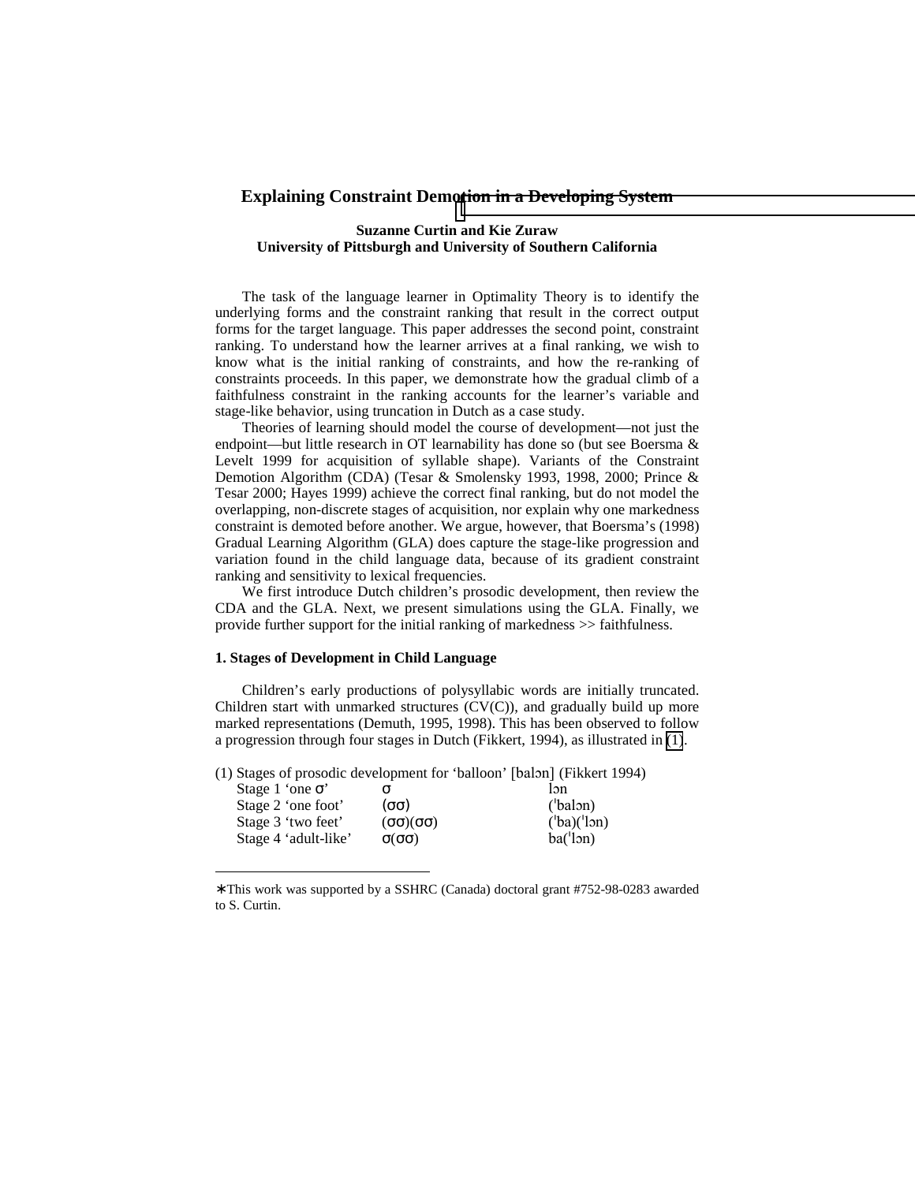# Explaining Constraint Demotion in a Developing System

**Suzanne Curtin and Kie Zuraw**
**University of Pittsburgh and University of Southern California**

The task of the language learner in Optimality Theory is to identify the underlying forms and the constraint ranking that result in the correct output forms for the target language. This paper addresses the second point, constraint ranking. To understand how the learner arrives at a final ranking, we wish to know what is the initial ranking of constraints, and how the re-ranking of constraints proceeds. In this paper, we demonstrate how the gradual climb of a faithfulness constraint in the ranking accounts for the learner's variable and stage-like behavior, using truncation in Dutch as a case study.

Theories of learning should model the course of development—not just the endpoint—but little research in OT learnability has done so (but see Boersma & Levelt 1999 for acquisition of syllable shape). Variants of the Constraint Demotion Algorithm (CDA) (Tesar & Smolensky 1993, 1998, 2000; Prince & Tesar 2000; Hayes 1999) achieve the correct final ranking, but do not model the overlapping, non-discrete stages of acquisition, nor explain why one markedness constraint is demoted before another. We argue, however, that Boersma's (1998) Gradual Learning Algorithm (GLA) does capture the stage-like progression and variation found in the child language data, because of its gradient constraint ranking and sensitivity to lexical frequencies.

We first introduce Dutch children's prosodic development, then review the CDA and the GLA. Next, we present simulations using the GLA. Finally, we provide further support for the initial ranking of markedness >> faithfulness.

## 1. Stages of Development in Child Language

Children's early productions of polysyllabic words are initially truncated. Children start with unmarked structures (CV(C)), and gradually build up more marked representations (Demuth, 1995, 1998). This has been observed to follow a progression through four stages in Dutch (Fikkert, 1994), as illustrated in (1).

(1) Stages of prosodic development for 'balloon' [balɔn] (Fikkert 1994)

| | | |
|---|---|---|
| Stage 1 'one σ' | σ | lɔn |
| Stage 2 'one foot' | (σσ) | (ˈbalɔn) |
| Stage 3 'two feet' | (σσ)(σσ) | (ˈba)(ˈlɔn) |
| Stage 4 'adult-like' | σ(σσ) | ba(ˈlɔn) |

∗This work was supported by a SSHRC (Canada) doctoral grant #752-98-0283 awarded to S. Curtin.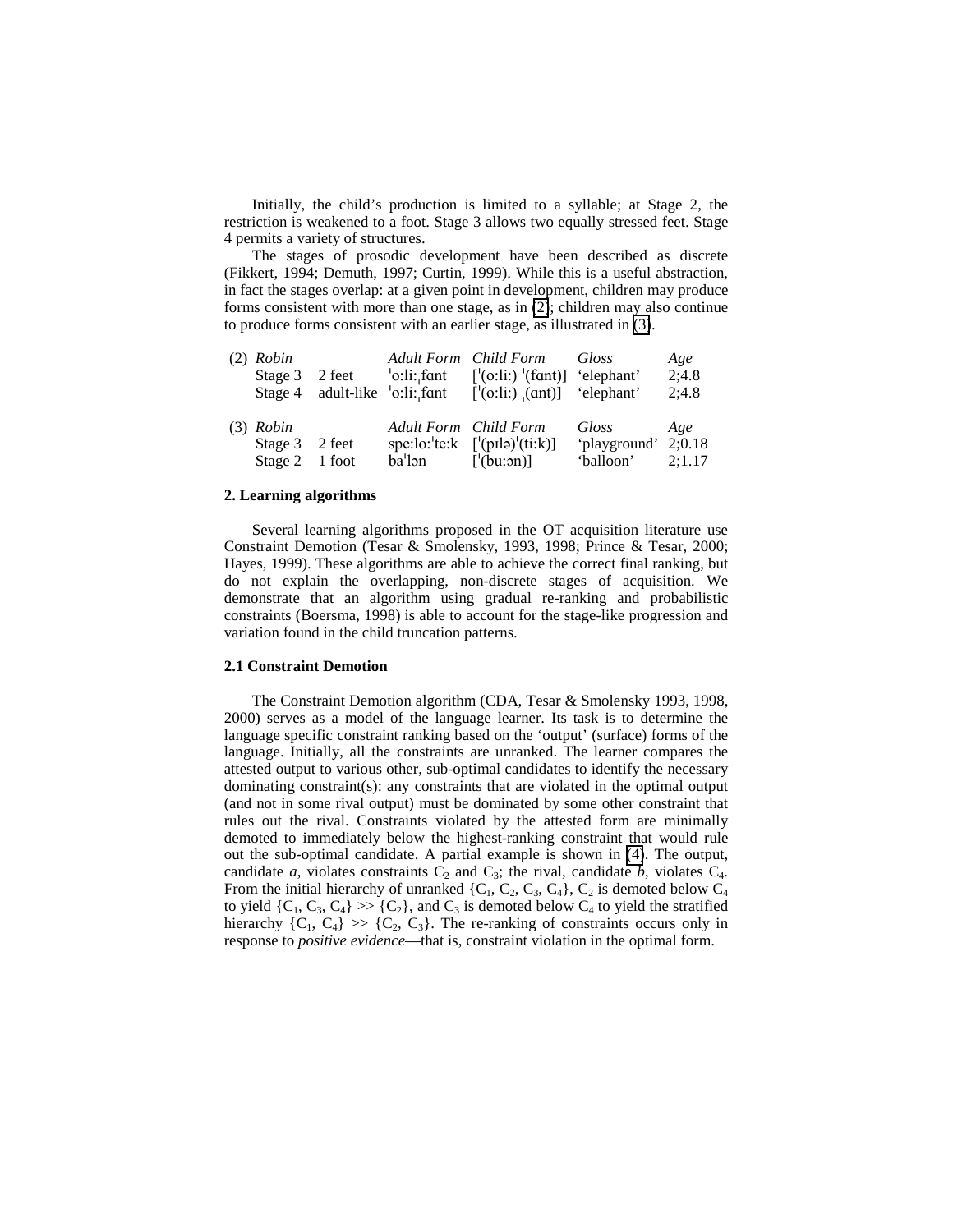Initially, the child's production is limited to a syllable; at Stage 2, the restriction is weakened to a foot. Stage 3 allows two equally stressed feet. Stage 4 permits a variety of structures.

The stages of prosodic development have been described as discrete (Fikkert, 1994; Demuth, 1997; Curtin, 1999). While this is a useful abstraction, in fact the stages overlap: at a given point in development, children may produce forms consistent with more than one stage, as in (2); children may also continue to produce forms consistent with an earlier stage, as illustrated in (3).

| (2) *Robin* | | *Adult Form* | *Child Form* | *Gloss* | *Age* |
|---|---|---|---|---|---|
| Stage 3 | 2 feet | ˈoːliːˌfɑnt | [ˈ(oːliː) ˈ(fɑnt)] | 'elephant' | 2;4.8 |
| Stage 4 | adult-like | ˈoːliːˌfɑnt | [ˈ(oːliː) ˌ(ɑnt)] | 'elephant' | 2;4.8 |

| (3) *Robin* | | *Adult Form* | *Child Form* | *Gloss* | *Age* |
|---|---|---|---|---|---|
| Stage 3 | 2 feet | speːloːˈteːk | [ˈ(pɪlə)ˈ(tiːk)] | 'playground' | 2;0.18 |
| Stage 2 | 1 foot | baˈlɔn | [ˈ(buːɔn)] | 'balloon' | 2;1.17 |

### 2. Learning algorithms

Several learning algorithms proposed in the OT acquisition literature use Constraint Demotion (Tesar & Smolensky, 1993, 1998; Prince & Tesar, 2000; Hayes, 1999). These algorithms are able to achieve the correct final ranking, but do not explain the overlapping, non-discrete stages of acquisition. We demonstrate that an algorithm using gradual re-ranking and probabilistic constraints (Boersma, 1998) is able to account for the stage-like progression and variation found in the child truncation patterns.

### 2.1 Constraint Demotion

The Constraint Demotion algorithm (CDA, Tesar & Smolensky 1993, 1998, 2000) serves as a model of the language learner. Its task is to determine the language specific constraint ranking based on the 'output' (surface) forms of the language. Initially, all the constraints are unranked. The learner compares the attested output to various other, sub-optimal candidates to identify the necessary dominating constraint(s): any constraints that are violated in the optimal output (and not in some rival output) must be dominated by some other constraint that rules out the rival. Constraints violated by the attested form are minimally demoted to immediately below the highest-ranking constraint that would rule out the sub-optimal candidate. A partial example is shown in (4). The output, candidate *a*, violates constraints $C_2$ and $C_3$; the rival, candidate *b*, violates $C_4$. From the initial hierarchy of unranked $\{C_1, C_2, C_3, C_4\}$, $C_2$ is demoted below $C_4$ to yield $\{C_1, C_3, C_4\} >> \{C_2\}$, and $C_3$ is demoted below $C_4$ to yield the stratified hierarchy $\{C_1, C_4\} >> \{C_2, C_3\}$. The re-ranking of constraints occurs only in response to *positive evidence*—that is, constraint violation in the optimal form.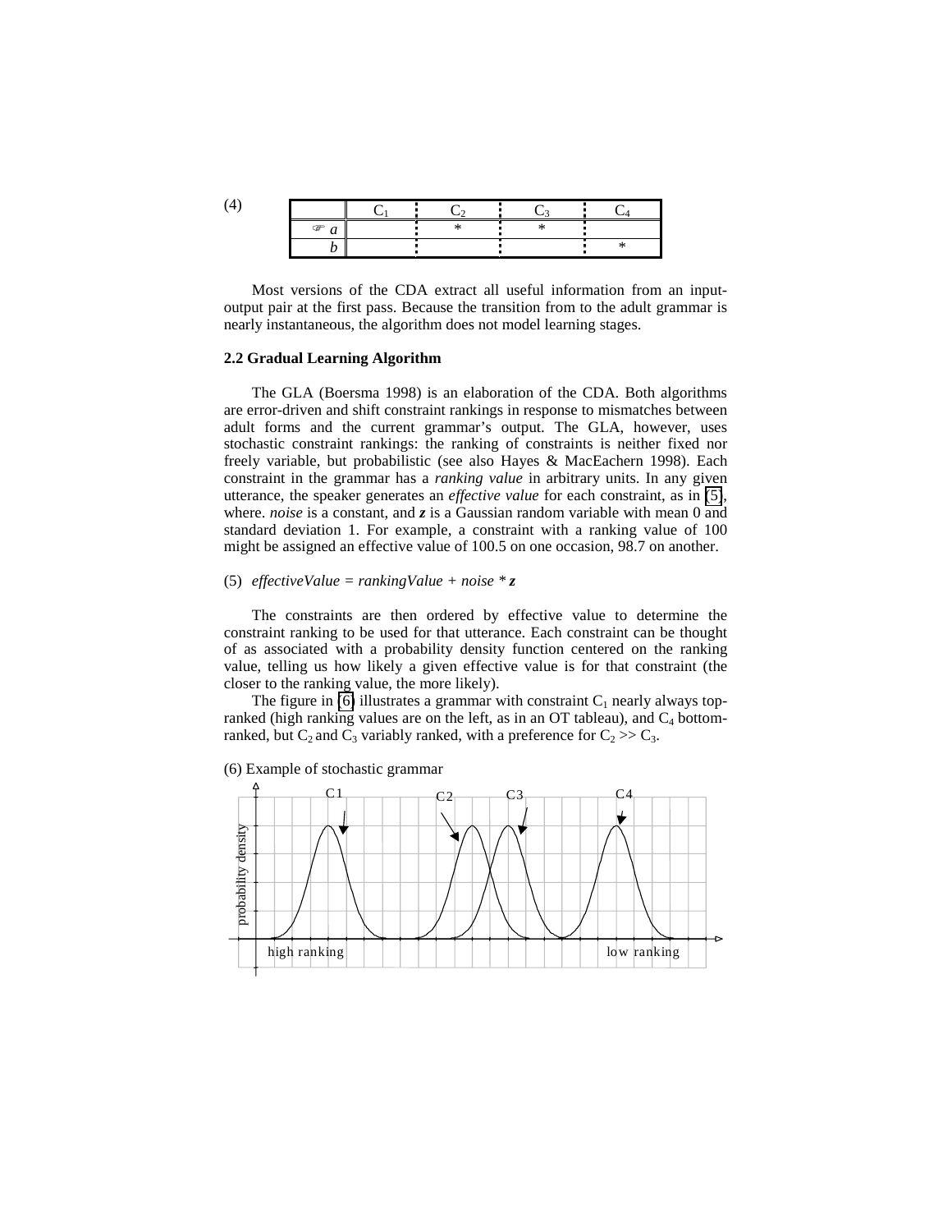(4)

| | $C_1$ | $C_2$ | $C_3$ | $C_4$ |
|---|---|---|---|---|
| ☞ *a* | | * | * | |
| *b* | | | | * |

Most versions of the CDA extract all useful information from an input-output pair at the first pass. Because the transition from to the adult grammar is nearly instantaneous, the algorithm does not model learning stages.

### 2.2 Gradual Learning Algorithm

The GLA (Boersma 1998) is an elaboration of the CDA. Both algorithms are error-driven and shift constraint rankings in response to mismatches between adult forms and the current grammar's output. The GLA, however, uses stochastic constraint rankings: the ranking of constraints is neither fixed nor freely variable, but probabilistic (see also Hayes & MacEachern 1998). Each constraint in the grammar has a *ranking value* in arbitrary units. In any given utterance, the speaker generates an *effective value* for each constraint, as in (5), where. *noise* is a constant, and ***z*** is a Gaussian random variable with mean 0 and standard deviation 1. For example, a constraint with a ranking value of 100 might be assigned an effective value of 100.5 on one occasion, 98.7 on another.

(5) $effectiveValue = rankingValue + noise * \boldsymbol{z}$

The constraints are then ordered by effective value to determine the constraint ranking to be used for that utterance. Each constraint can be thought of as associated with a probability density function centered on the ranking value, telling us how likely a given effective value is for that constraint (the closer to the ranking value, the more likely).

The figure in (6) illustrates a grammar with constraint $C_1$ nearly always top-ranked (high ranking values are on the left, as in an OT tableau), and $C_4$ bottom-ranked, but $C_2$ and $C_3$ variably ranked, with a preference for $C_2 >> C_3$.

(6) Example of stochastic grammar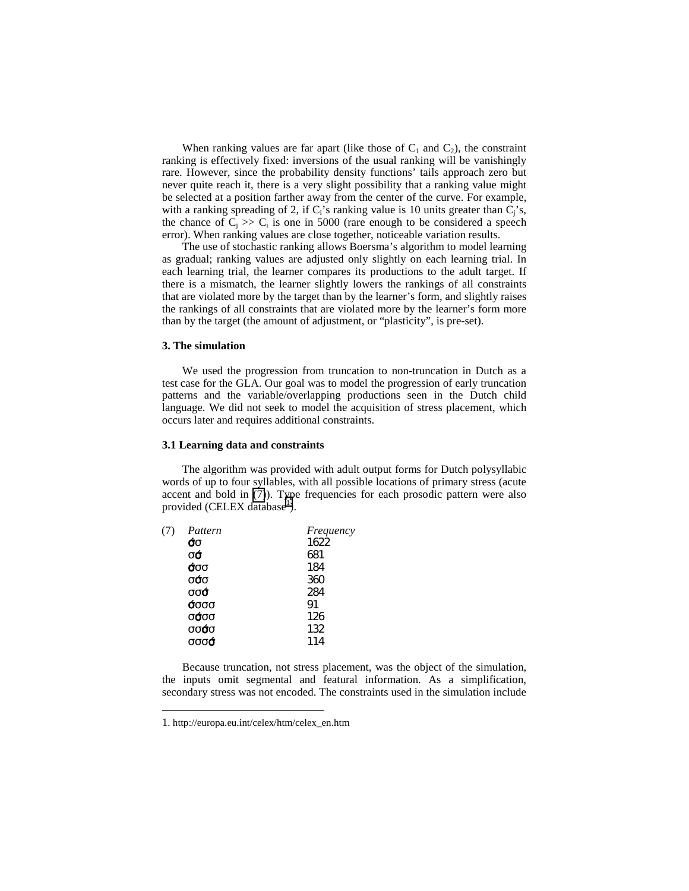When ranking values are far apart (like those of $C_1$ and $C_2$), the constraint ranking is effectively fixed: inversions of the usual ranking will be vanishingly rare. However, since the probability density functions' tails approach zero but never quite reach it, there is a very slight possibility that a ranking value might be selected at a position farther away from the center of the curve. For example, with a ranking spreading of 2, if $C_i$'s ranking value is 10 units greater than $C_j$'s, the chance of $C_j >> C_i$ is one in 5000 (rare enough to be considered a speech error). When ranking values are close together, noticeable variation results.

The use of stochastic ranking allows Boersma's algorithm to model learning as gradual; ranking values are adjusted only slightly on each learning trial. In each learning trial, the learner compares its productions to the adult target. If there is a mismatch, the learner slightly lowers the rankings of all constraints that are violated more by the target than by the learner's form, and slightly raises the rankings of all constraints that are violated more by the learner's form more than by the target (the amount of adjustment, or "plasticity", is pre-set).

### 3. The simulation

We used the progression from truncation to non-truncation in Dutch as a test case for the GLA. Our goal was to model the progression of early truncation patterns and the variable/overlapping productions seen in the Dutch child language. We did not seek to model the acquisition of stress placement, which occurs later and requires additional constraints.

### 3.1 Learning data and constraints

The algorithm was provided with adult output forms for Dutch polysyllabic words of up to four syllables, with all possible locations of primary stress (acute accent and bold in (7)). Type frequencies for each prosodic pattern were also provided (CELEX database[1]).

(7)

| *Pattern* | *Frequency* |
|---|---|
| **σ́**σ | 1622 |
| σ**σ́** | 681 |
| **σ́**σσ | 184 |
| σ**σ́**σ | 360 |
| σσ**σ́** | 284 |
| **σ́**σσσ | 91 |
| σ**σ́**σσ | 126 |
| σσ**σ́**σ | 132 |
| σσσ**σ́** | 114 |

Because truncation, not stress placement, was the object of the simulation, the inputs omit segmental and featural information. As a simplification, secondary stress was not encoded. The constraints used in the simulation include

1. http://europa.eu.int/celex/htm/celex_en.htm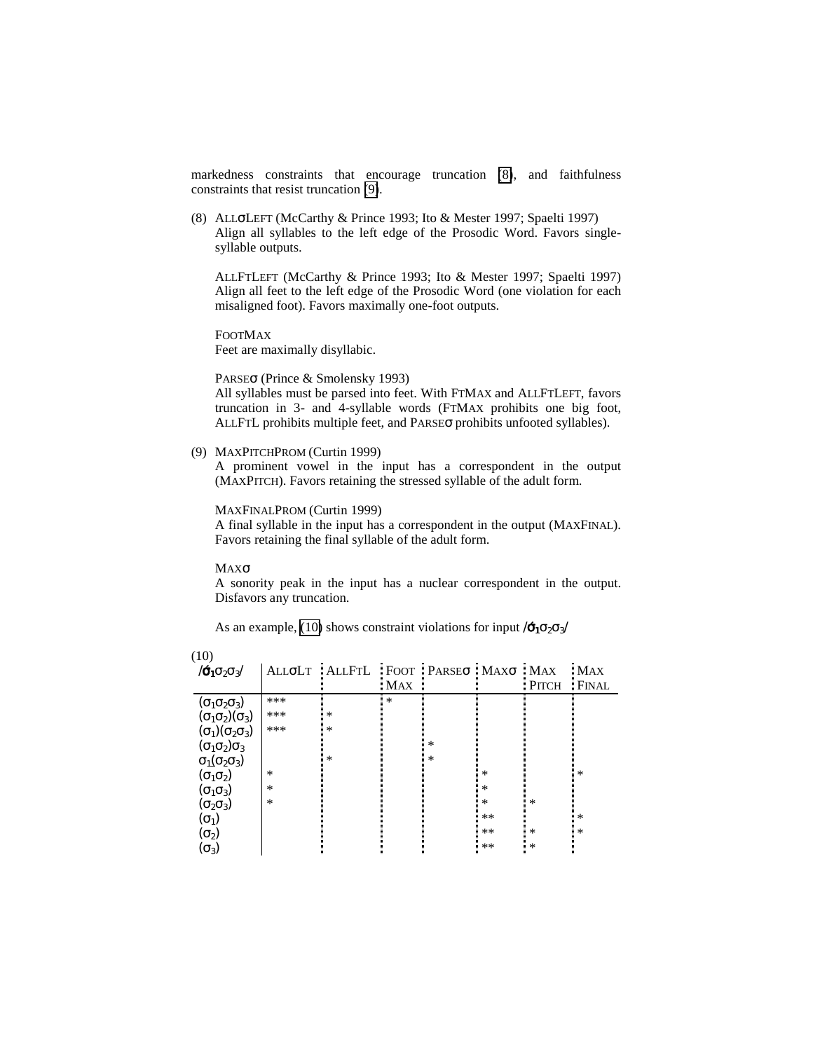markedness constraints that encourage truncation (8), and faithfulness constraints that resist truncation (9).

(8) ALLσLEFT (McCarthy & Prince 1993; Ito & Mester 1997; Spaelti 1997)
Align all syllables to the left edge of the Prosodic Word. Favors single-syllable outputs.

ALLFTLEFT (McCarthy & Prince 1993; Ito & Mester 1997; Spaelti 1997)
Align all feet to the left edge of the Prosodic Word (one violation for each misaligned foot). Favors maximally one-foot outputs.

FOOTMAX
Feet are maximally disyllabic.

PARSEσ (Prince & Smolensky 1993)
All syllables must be parsed into feet. With FTMAX and ALLFTLEFT, favors truncation in 3- and 4-syllable words (FTMAX prohibits one big foot, ALLFTL prohibits multiple feet, and PARSEσ prohibits unfooted syllables).

(9) MAXPITCHPROM (Curtin 1999)
A prominent vowel in the input has a correspondent in the output (MAXPITCH). Favors retaining the stressed syllable of the adult form.

MAXFINALPROM (Curtin 1999)
A final syllable in the input has a correspondent in the output (MAXFINAL). Favors retaining the final syllable of the adult form.

MAXσ
A sonority peak in the input has a nuclear correspondent in the output. Disfavors any truncation.

As an example, (10) shows constraint violations for input /$\acute{\sigma}_1\sigma_2\sigma_3$/

(10)

| /$\acute{\sigma}_1\sigma_2\sigma_3$/ | ALLσLT | ALLFTL | FOOT MAX | PARSEσ | MAXσ | MAX PITCH | MAX FINAL |
|---|---|---|---|---|---|---|---|
| ($\sigma_1\sigma_2\sigma_3$) | *** | | * | | | | |
| ($\sigma_1\sigma_2$)($\sigma_3$) | *** | * | | | | | |
| ($\sigma_1$)($\sigma_2\sigma_3$) | *** | * | | | | | |
| ($\sigma_1\sigma_2$)$\sigma_3$ | | | | * | | | |
| $\sigma_1$($\sigma_2\sigma_3$) | | * | | * | | | |
| ($\sigma_1\sigma_2$) | * | | | | * | | * |
| ($\sigma_1\sigma_3$) | * | | | | * | | |
| ($\sigma_2\sigma_3$) | * | | | | * | * | |
| ($\sigma_1$) | | | | | ** | | * |
| ($\sigma_2$) | | | | | ** | * | * |
| ($\sigma_3$) | | | | | ** | * | |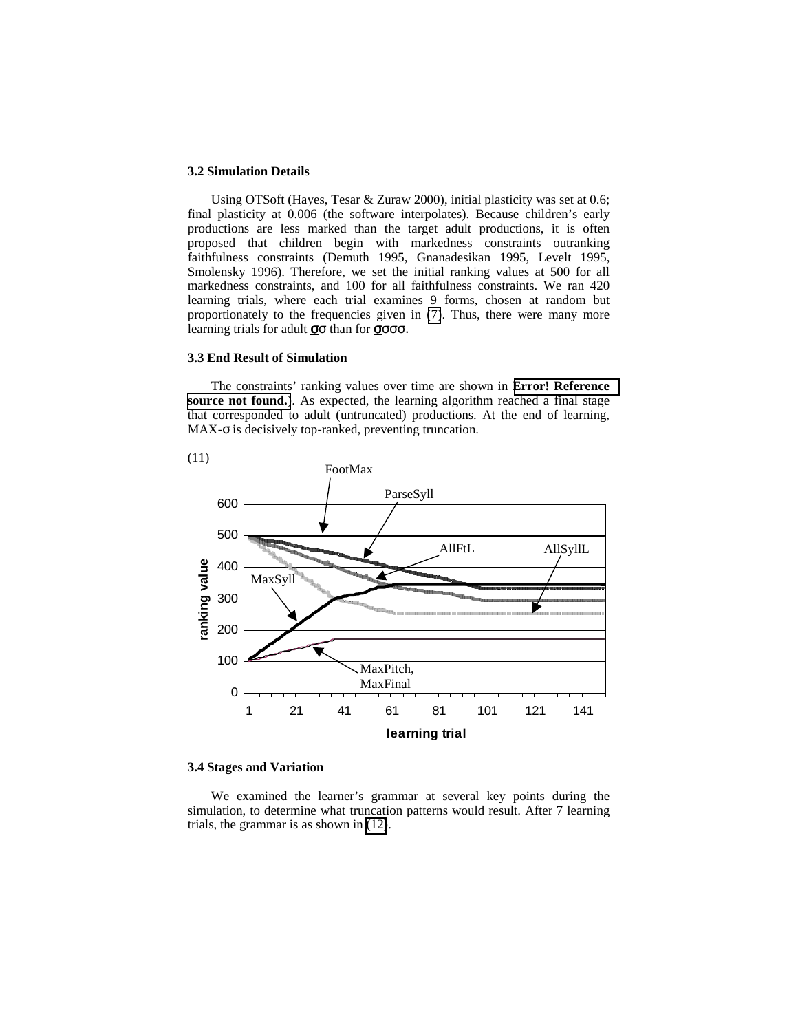### 3.2 Simulation Details

Using OTSoft (Hayes, Tesar & Zuraw 2000), initial plasticity was set at 0.6; final plasticity at 0.006 (the software interpolates). Because children's early productions are less marked than the target adult productions, it is often proposed that children begin with markedness constraints outranking faithfulness constraints (Demuth 1995, Gnanadesikan 1995, Levelt 1995, Smolensky 1996). Therefore, we set the initial ranking values at 500 for all markedness constraints, and 100 for all faithfulness constraints. We ran 420 learning trials, where each trial examines 9 forms, chosen at random but proportionately to the frequencies given in (7). Thus, there were many more learning trials for adult σ̲σ than for σ̲σσσ.

### 3.3 End Result of Simulation

The constraints' ranking values over time are shown in **Error! Reference source not found.**. As expected, the learning algorithm reached a final stage that corresponded to adult (untruncated) productions. At the end of learning, MAX-σ is decisively top-ranked, preventing truncation.

(11)

### 3.4 Stages and Variation

We examined the learner's grammar at several key points during the simulation, to determine what truncation patterns would result. After 7 learning trials, the grammar is as shown in (12).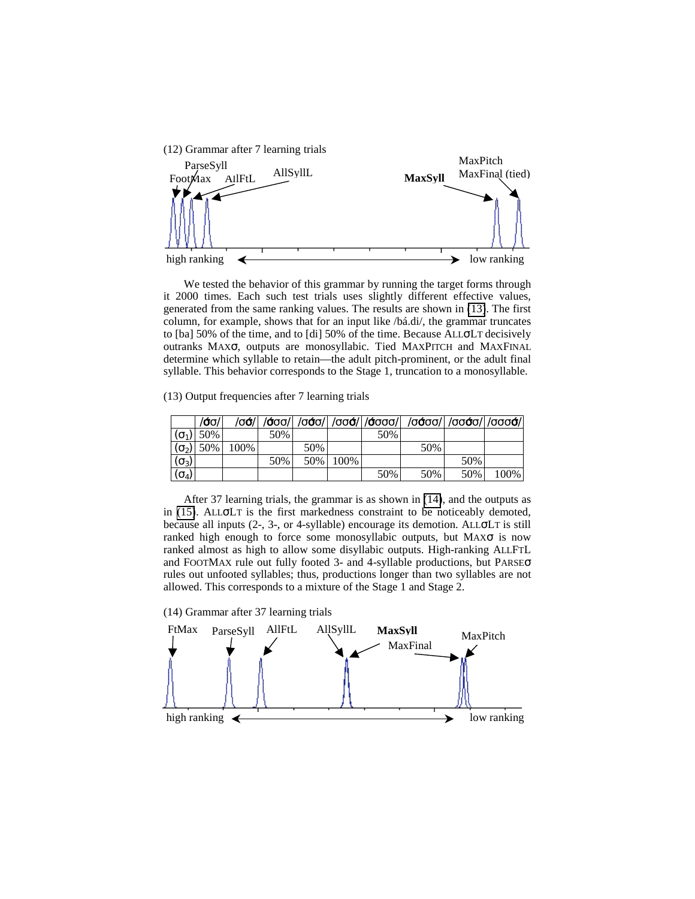(12) Grammar after 7 learning trials

We tested the behavior of this grammar by running the target forms through it 2000 times. Each such test trials uses slightly different effective values, generated from the same ranking values. The results are shown in (13). The first column, for example, shows that for an input like /bá.di/, the grammar truncates to [ba] 50% of the time, and to [di] 50% of the time. Because ALLσLT decisively outranks MAXσ, outputs are monosyllabic. Tied MAXPITCH and MAXFINAL determine which syllable to retain—the adult pitch-prominent, or the adult final syllable. This behavior corresponds to the Stage 1, truncation to a monosyllable.

(13) Output frequencies after 7 learning trials

| | /σ́σ/ | /σσ́/ | /σ́σσ/ | /σσ́σ/ | /σσσ́/ | /σ́σσσ/ | /σσ́σσ/ | /σσσ́σ/ | /σσσσ́/ |
|---|---|---|---|---|---|---|---|---|---|
| $(\sigma_1)$ | 50% | | 50% | | | 50% | | | |
| $(\sigma_2)$ | 50% | 100% | | 50% | | | 50% | | |
| $(\sigma_3)$ | | | 50% | 50% | 100% | | | 50% | |
| $(\sigma_4)$ | | | | | | 50% | 50% | 50% | 100% |

After 37 learning trials, the grammar is as shown in (14), and the outputs as in (15). ALLσLT is the first markedness constraint to be noticeably demoted, because all inputs (2-, 3-, or 4-syllable) encourage its demotion. ALLσLT is still ranked high enough to force some monosyllabic outputs, but MAXσ is now ranked almost as high to allow some disyllabic outputs. High-ranking ALLFTL and FOOTMAX rule out fully footed 3- and 4-syllable productions, but PARSEσ rules out unfooted syllables; thus, productions longer than two syllables are not allowed. This corresponds to a mixture of the Stage 1 and Stage 2.

(14) Grammar after 37 learning trials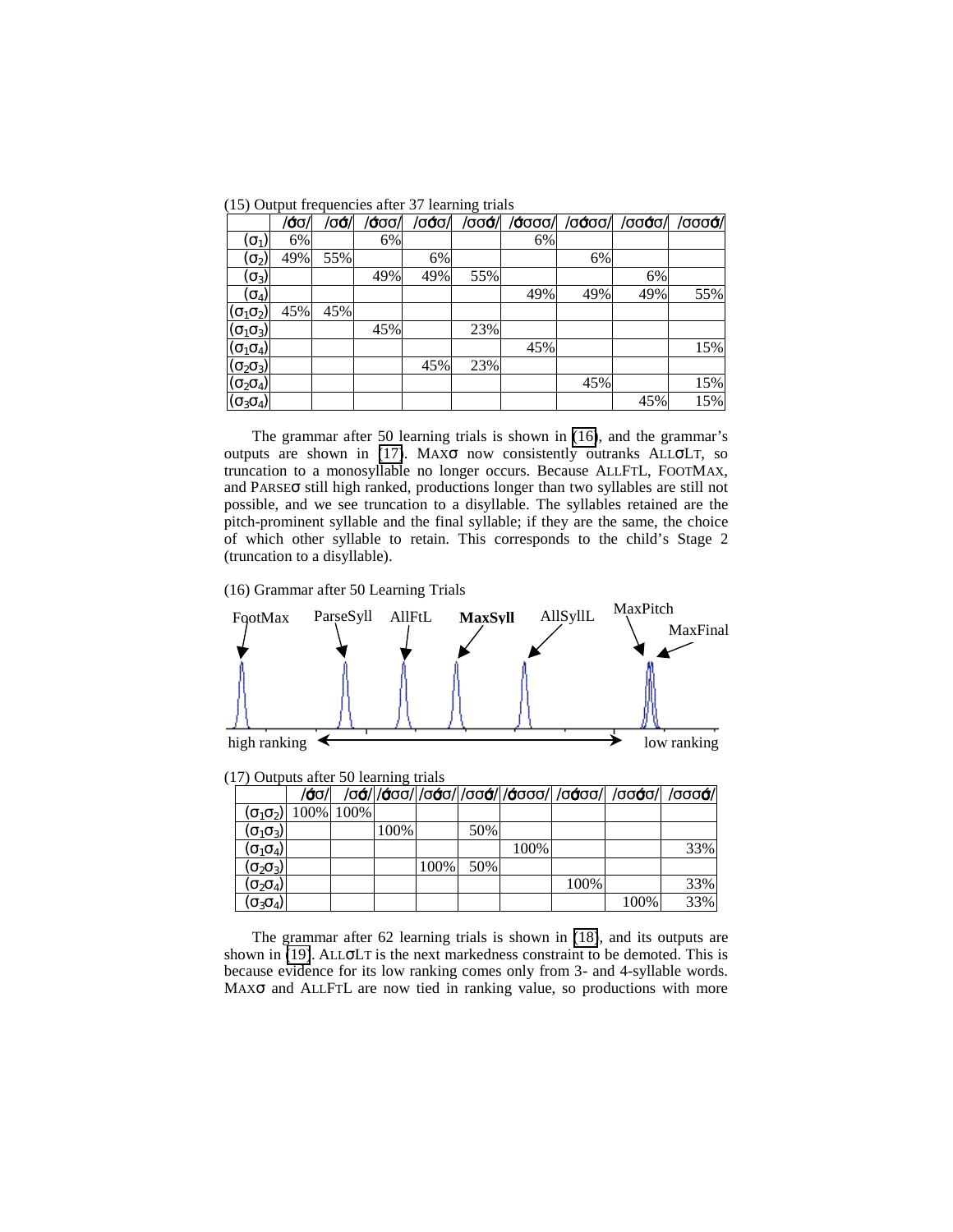(15) Output frequencies after 37 learning trials

| | /σ́σ/ | /σσ́/ | /σ́σσ/ | /σσ́σ/ | /σσσ́/ | /σ́σσσ/ | /σσ́σσ/ | /σσσ́σ/ | /σσσσ́/ |
|---|---|---|---|---|---|---|---|---|---|
| $(\sigma_1)$ | 6% | | 6% | | | 6% | | | |
| $(\sigma_2)$ | 49% | 55% | | 6% | | | 6% | | |
| $(\sigma_3)$ | | | 49% | 49% | 55% | | | 6% | |
| $(\sigma_4)$ | | | | | | 49% | 49% | 49% | 55% |
| $(\sigma_1\sigma_2)$ | 45% | 45% | | | | | | | |
| $(\sigma_1\sigma_3)$ | | | 45% | | 23% | | | | |
| $(\sigma_1\sigma_4)$ | | | | | | 45% | | | 15% |
| $(\sigma_2\sigma_3)$ | | | | 45% | 23% | | | | |
| $(\sigma_2\sigma_4)$ | | | | | | | 45% | | 15% |
| $(\sigma_3\sigma_4)$ | | | | | | | | 45% | 15% |

The grammar after 50 learning trials is shown in (16), and the grammar's outputs are shown in (17). MAXσ now consistently outranks ALLσLT, so truncation to a monosyllable no longer occurs. Because ALLFTL, FOOTMAX, and PARSEσ still high ranked, productions longer than two syllables are still not possible, and we see truncation to a disyllable. The syllables retained are the pitch-prominent syllable and the final syllable; if they are the same, the choice of which other syllable to retain. This corresponds to the child's Stage 2 (truncation to a disyllable).

(16) Grammar after 50 Learning Trials

FootMax, ParseSyll, AllFtL, **MaxSyll**, AllSyllL, MaxPitch, MaxFinal

high ranking ⟷ low ranking

(17) Outputs after 50 learning trials

| | /σ́σ/ | /σσ́/ | /σ́σσ/ | /σσ́σ/ | /σσσ́/ | /σ́σσσ/ | /σσ́σσ/ | /σσσ́σ/ | /σσσσ́/ |
|---|---|---|---|---|---|---|---|---|---|
| $(\sigma_1\sigma_2)$ | 100% | 100% | | | | | | | |
| $(\sigma_1\sigma_3)$ | | | 100% | | 50% | | | | |
| $(\sigma_1\sigma_4)$ | | | | | | 100% | | | 33% |
| $(\sigma_2\sigma_3)$ | | | | 100% | 50% | | | | |
| $(\sigma_2\sigma_4)$ | | | | | | | 100% | | 33% |
| $(\sigma_3\sigma_4)$ | | | | | | | | 100% | 33% |

The grammar after 62 learning trials is shown in (18), and its outputs are shown in (19). ALLσLT is the next markedness constraint to be demoted. This is because evidence for its low ranking comes only from 3- and 4-syllable words. MAXσ and ALLFTL are now tied in ranking value, so productions with more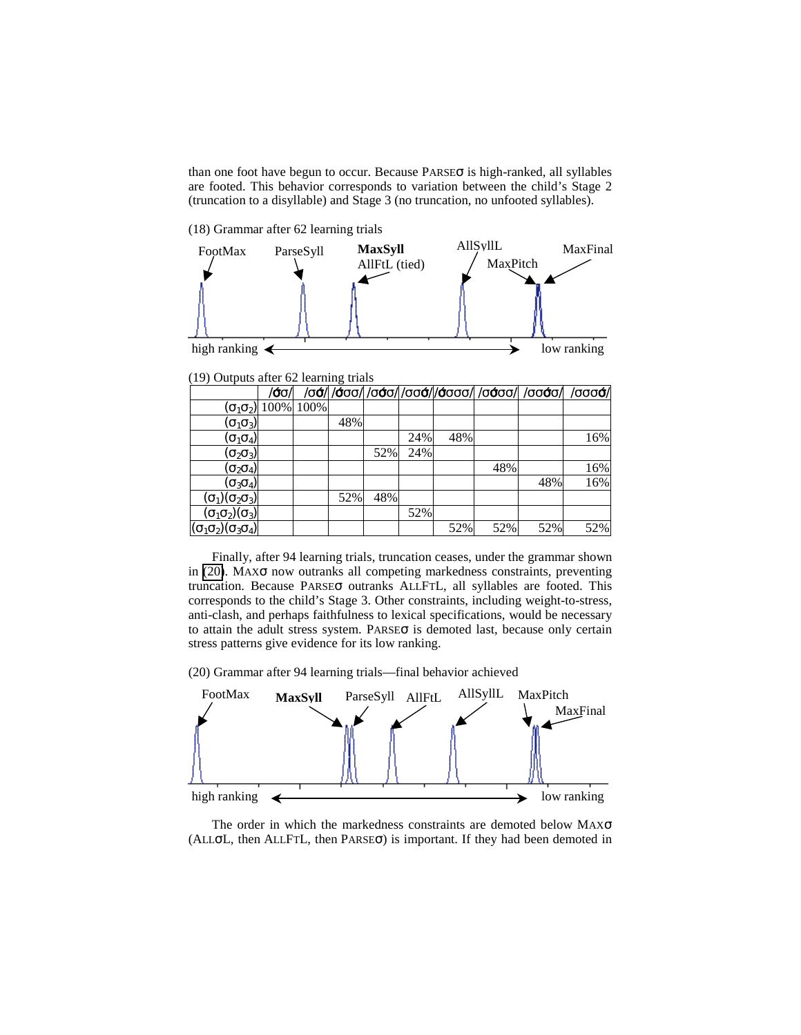than one foot have begun to occur. Because PARSEσ is high-ranked, all syllables are footed. This behavior corresponds to variation between the child's Stage 2 (truncation to a disyllable) and Stage 3 (no truncation, no unfooted syllables).

(18) Grammar after 62 learning trials

(19) Outputs after 62 learning trials

| | /σ́σ/ | /σσ́/ | /σ́σσ/ | /σσ́σ/ | /σσσ́/ | /σ́σσσ/ | /σσ́σσ/ | /σσσ́σ/ | /σσσσ́/ |
|---|---|---|---|---|---|---|---|---|---|
| $(\sigma_1\sigma_2)$ | 100% | 100% | | | | | | | |
| $(\sigma_1\sigma_3)$ | | | 48% | | | | | | |
| $(\sigma_1\sigma_4)$ | | | | | 24% | 48% | | | 16% |
| $(\sigma_2\sigma_3)$ | | | | 52% | 24% | | | | |
| $(\sigma_2\sigma_4)$ | | | | | | | 48% | | 16% |
| $(\sigma_3\sigma_4)$ | | | | | | | | 48% | 16% |
| $(\sigma_1)(\sigma_2\sigma_3)$ | | | 52% | 48% | | | | | |
| $(\sigma_1\sigma_2)(\sigma_3)$ | | | | | 52% | | | | |
| $(\sigma_1\sigma_2)(\sigma_3\sigma_4)$ | | | | | | 52% | 52% | 52% | 52% |

Finally, after 94 learning trials, truncation ceases, under the grammar shown in (20). MAXσ now outranks all competing markedness constraints, preventing truncation. Because PARSEσ outranks ALLFTL, all syllables are footed. This corresponds to the child's Stage 3. Other constraints, including weight-to-stress, anti-clash, and perhaps faithfulness to lexical specifications, would be necessary to attain the adult stress system. PARSEσ is demoted last, because only certain stress patterns give evidence for its low ranking.

(20) Grammar after 94 learning trials—final behavior achieved

The order in which the markedness constraints are demoted below MAXσ (ALLσL, then ALLFTL, then PARSEσ) is important. If they had been demoted in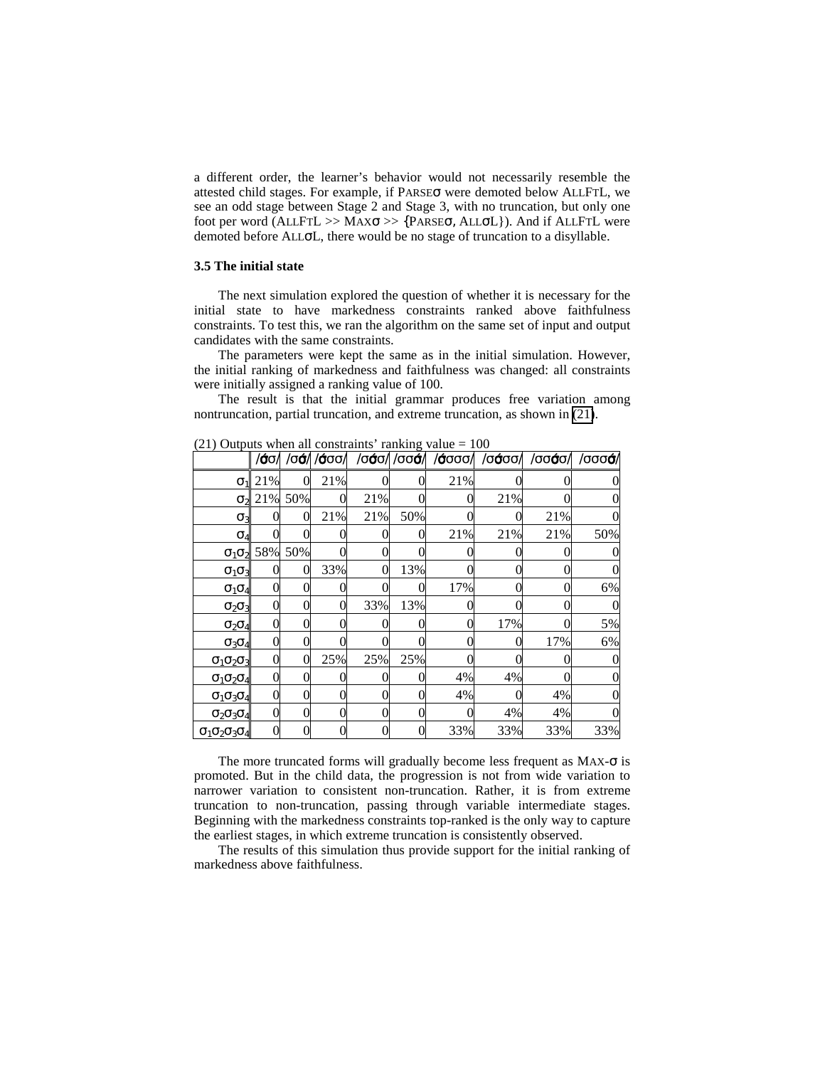a different order, the learner's behavior would not necessarily resemble the attested child stages. For example, if PARSEσ were demoted below ALLFTL, we see an odd stage between Stage 2 and Stage 3, with no truncation, but only one foot per word (ALLFTL >> MAXσ >> {PARSEσ, ALLσL}). And if ALLFTL were demoted before ALLσL, there would be no stage of truncation to a disyllable.

### 3.5 The initial state

The next simulation explored the question of whether it is necessary for the initial state to have markedness constraints ranked above faithfulness constraints. To test this, we ran the algorithm on the same set of input and output candidates with the same constraints.

The parameters were kept the same as in the initial simulation. However, the initial ranking of markedness and faithfulness was changed: all constraints were initially assigned a ranking value of 100.

The result is that the initial grammar produces free variation among nontruncation, partial truncation, and extreme truncation, as shown in (21).

(21) Outputs when all constraints' ranking value = 100

| | /σ́σ/ | /σσ́/ | /σ́σσ/ | /σσ́σ/ | /σσσ́/ | /σ́σσσ/ | /σσ́σσ/ | /σσσ́σ/ | /σσσσ́/ |
|---|---|---|---|---|---|---|---|---|---|
| $σ_1$ | 21% | 0 | 21% | 0 | 0 | 21% | 0 | 0 | 0 |
| $σ_2$ | 21% | 50% | 0 | 21% | 0 | 0 | 21% | 0 | 0 |
| $σ_3$ | 0 | 0 | 21% | 21% | 50% | 0 | 0 | 21% | 0 |
| $σ_4$ | 0 | 0 | 0 | 0 | 0 | 21% | 21% | 21% | 50% |
| $σ_1σ_2$ | 58% | 50% | 0 | 0 | 0 | 0 | 0 | 0 | 0 |
| $σ_1σ_3$ | 0 | 0 | 33% | 0 | 13% | 0 | 0 | 0 | 0 |
| $σ_1σ_4$ | 0 | 0 | 0 | 0 | 0 | 17% | 0 | 0 | 6% |
| $σ_2σ_3$ | 0 | 0 | 0 | 33% | 13% | 0 | 0 | 0 | 0 |
| $σ_2σ_4$ | 0 | 0 | 0 | 0 | 0 | 0 | 17% | 0 | 5% |
| $σ_3σ_4$ | 0 | 0 | 0 | 0 | 0 | 0 | 0 | 17% | 6% |
| $σ_1σ_2σ_3$ | 0 | 0 | 25% | 25% | 25% | 0 | 0 | 0 | 0 |
| $σ_1σ_2σ_4$ | 0 | 0 | 0 | 0 | 0 | 4% | 4% | 0 | 0 |
| $σ_1σ_3σ_4$ | 0 | 0 | 0 | 0 | 0 | 4% | 0 | 4% | 0 |
| $σ_2σ_3σ_4$ | 0 | 0 | 0 | 0 | 0 | 0 | 4% | 4% | 0 |
| $σ_1σ_2σ_3σ_4$ | 0 | 0 | 0 | 0 | 0 | 33% | 33% | 33% | 33% |

The more truncated forms will gradually become less frequent as MAX-σ is promoted. But in the child data, the progression is not from wide variation to narrower variation to consistent non-truncation. Rather, it is from extreme truncation to non-truncation, passing through variable intermediate stages. Beginning with the markedness constraints top-ranked is the only way to capture the earliest stages, in which extreme truncation is consistently observed.

The results of this simulation thus provide support for the initial ranking of markedness above faithfulness.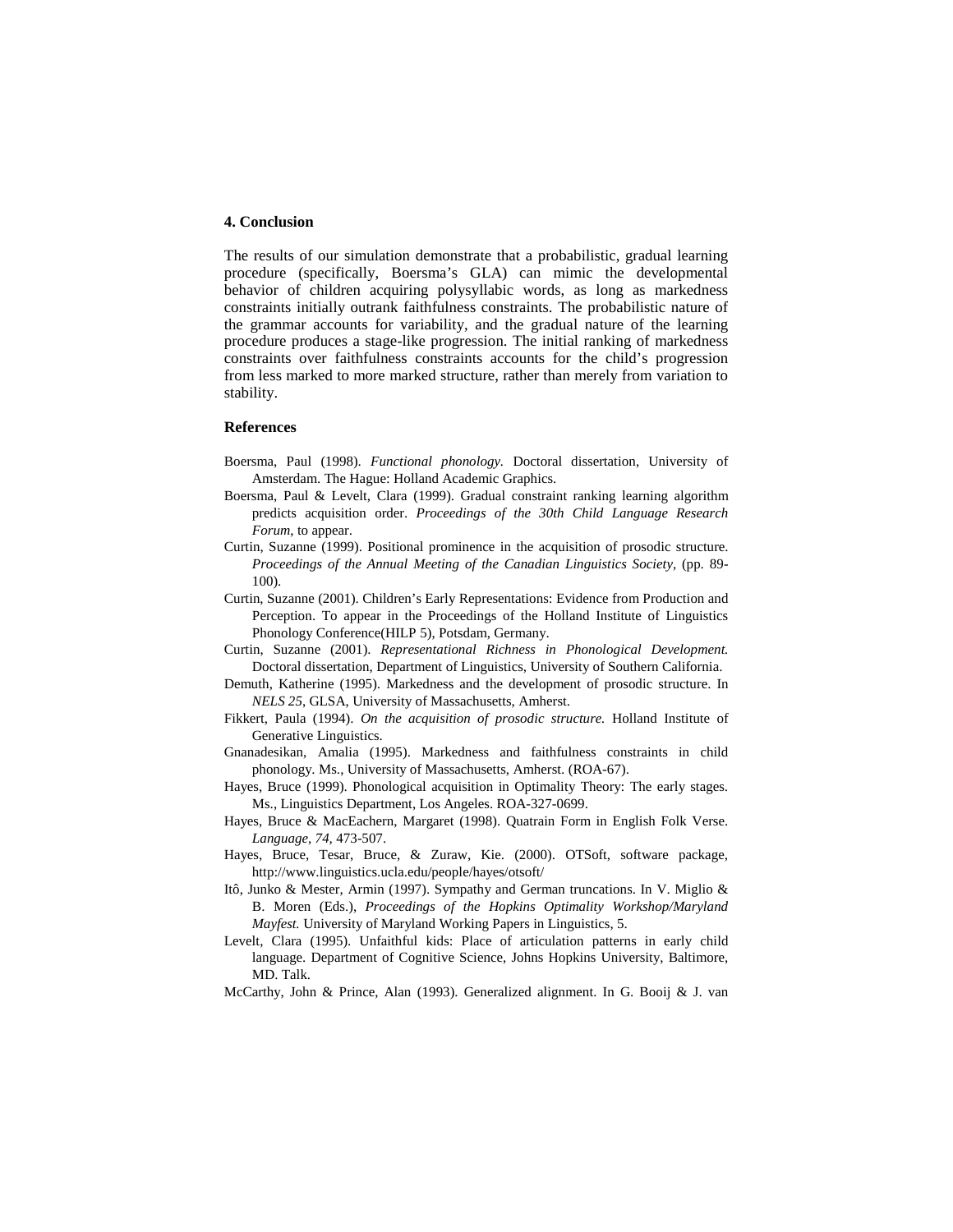## 4. Conclusion

The results of our simulation demonstrate that a probabilistic, gradual learning procedure (specifically, Boersma's GLA) can mimic the developmental behavior of children acquiring polysyllabic words, as long as markedness constraints initially outrank faithfulness constraints. The probabilistic nature of the grammar accounts for variability, and the gradual nature of the learning procedure produces a stage-like progression. The initial ranking of markedness constraints over faithfulness constraints accounts for the child's progression from less marked to more marked structure, rather than merely from variation to stability.

## References

Boersma, Paul (1998). *Functional phonology.* Doctoral dissertation, University of Amsterdam. The Hague: Holland Academic Graphics.

Boersma, Paul & Levelt, Clara (1999). Gradual constraint ranking learning algorithm predicts acquisition order. *Proceedings of the 30th Child Language Research Forum*, to appear.

Curtin, Suzanne (1999). Positional prominence in the acquisition of prosodic structure. *Proceedings of the Annual Meeting of the Canadian Linguistics Society*, (pp. 89-100).

Curtin, Suzanne (2001). Children's Early Representations: Evidence from Production and Perception. To appear in the Proceedings of the Holland Institute of Linguistics Phonology Conference(HILP 5), Potsdam, Germany.

Curtin, Suzanne (2001). *Representational Richness in Phonological Development.* Doctoral dissertation, Department of Linguistics, University of Southern California.

Demuth, Katherine (1995). Markedness and the development of prosodic structure. In *NELS 25*, GLSA, University of Massachusetts, Amherst.

Fikkert, Paula (1994). *On the acquisition of prosodic structure.* Holland Institute of Generative Linguistics.

Gnanadesikan, Amalia (1995). Markedness and faithfulness constraints in child phonology. Ms., University of Massachusetts, Amherst. (ROA-67).

Hayes, Bruce (1999). Phonological acquisition in Optimality Theory: The early stages. Ms., Linguistics Department, Los Angeles. ROA-327-0699.

Hayes, Bruce & MacEachern, Margaret (1998). Quatrain Form in English Folk Verse. *Language, 74,* 473-507.

Hayes, Bruce, Tesar, Bruce, & Zuraw, Kie. (2000). OTSoft, software package, http://www.linguistics.ucla.edu/people/hayes/otsoft/

Itô, Junko & Mester, Armin (1997). Sympathy and German truncations. In V. Miglio & B. Moren (Eds.), *Proceedings of the Hopkins Optimality Workshop/Maryland Mayfest.* University of Maryland Working Papers in Linguistics, 5.

Levelt, Clara (1995). Unfaithful kids: Place of articulation patterns in early child language. Department of Cognitive Science, Johns Hopkins University, Baltimore, MD. Talk.

McCarthy, John & Prince, Alan (1993). Generalized alignment. In G. Booij & J. van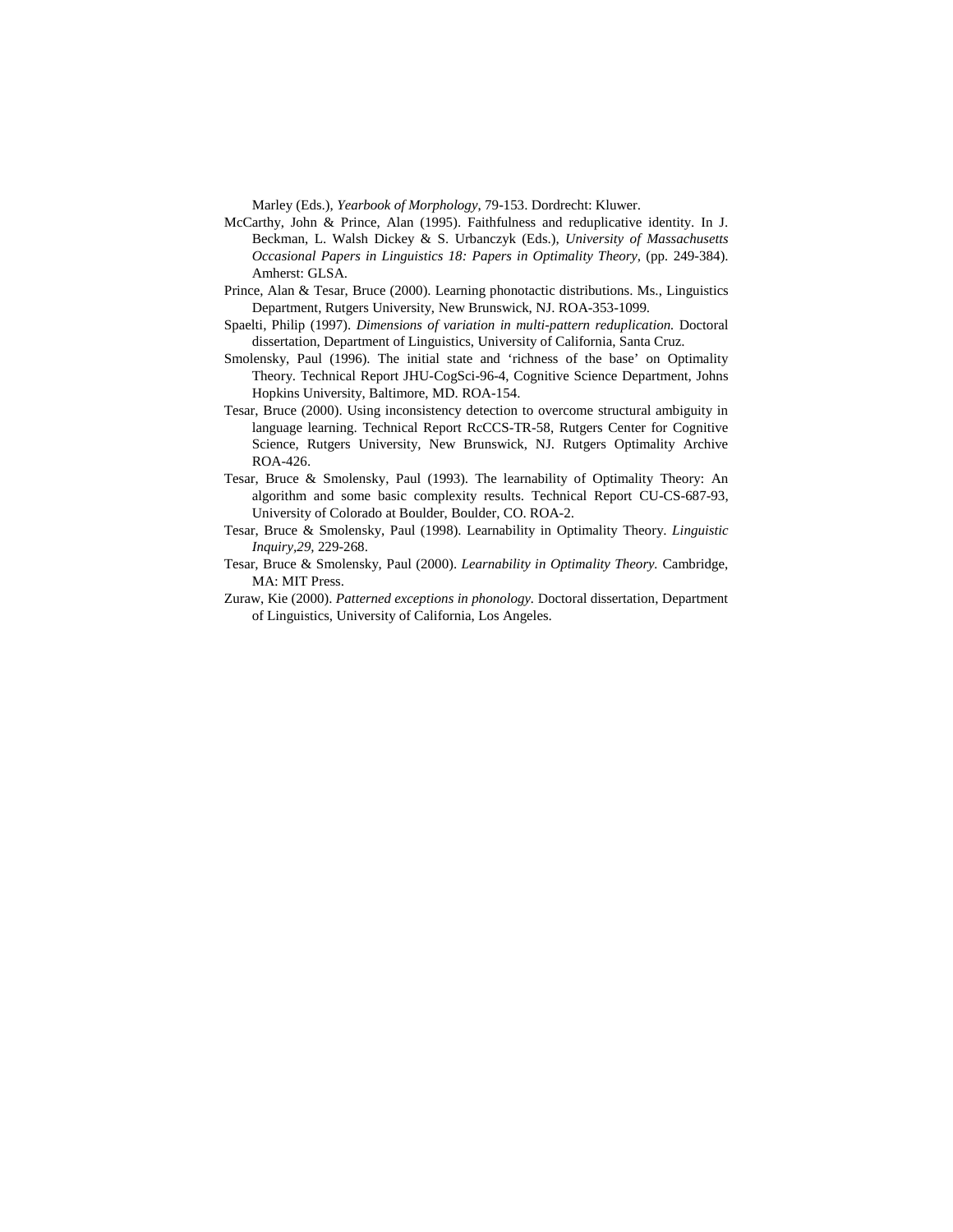Marley (Eds.), *Yearbook of Morphology*, 79-153. Dordrecht: Kluwer.

McCarthy, John & Prince, Alan (1995). Faithfulness and reduplicative identity. In J. Beckman, L. Walsh Dickey & S. Urbanczyk (Eds.), *University of Massachusetts Occasional Papers in Linguistics 18: Papers in Optimality Theory,* (pp. 249-384). Amherst: GLSA.

Prince, Alan & Tesar, Bruce (2000). Learning phonotactic distributions. Ms., Linguistics Department, Rutgers University, New Brunswick, NJ. ROA-353-1099.

Spaelti, Philip (1997). *Dimensions of variation in multi-pattern reduplication.* Doctoral dissertation, Department of Linguistics, University of California, Santa Cruz.

Smolensky, Paul (1996). The initial state and 'richness of the base' on Optimality Theory. Technical Report JHU-CogSci-96-4, Cognitive Science Department, Johns Hopkins University, Baltimore, MD. ROA-154.

Tesar, Bruce (2000). Using inconsistency detection to overcome structural ambiguity in language learning. Technical Report RcCCS-TR-58, Rutgers Center for Cognitive Science, Rutgers University, New Brunswick, NJ. Rutgers Optimality Archive ROA-426.

Tesar, Bruce & Smolensky, Paul (1993). The learnability of Optimality Theory: An algorithm and some basic complexity results. Technical Report CU-CS-687-93, University of Colorado at Boulder, Boulder, CO. ROA-2.

Tesar, Bruce & Smolensky, Paul (1998). Learnability in Optimality Theory. *Linguistic Inquiry,29,* 229-268.

Tesar, Bruce & Smolensky, Paul (2000). *Learnability in Optimality Theory.* Cambridge, MA: MIT Press.

Zuraw, Kie (2000). *Patterned exceptions in phonology.* Doctoral dissertation, Department of Linguistics, University of California, Los Angeles.